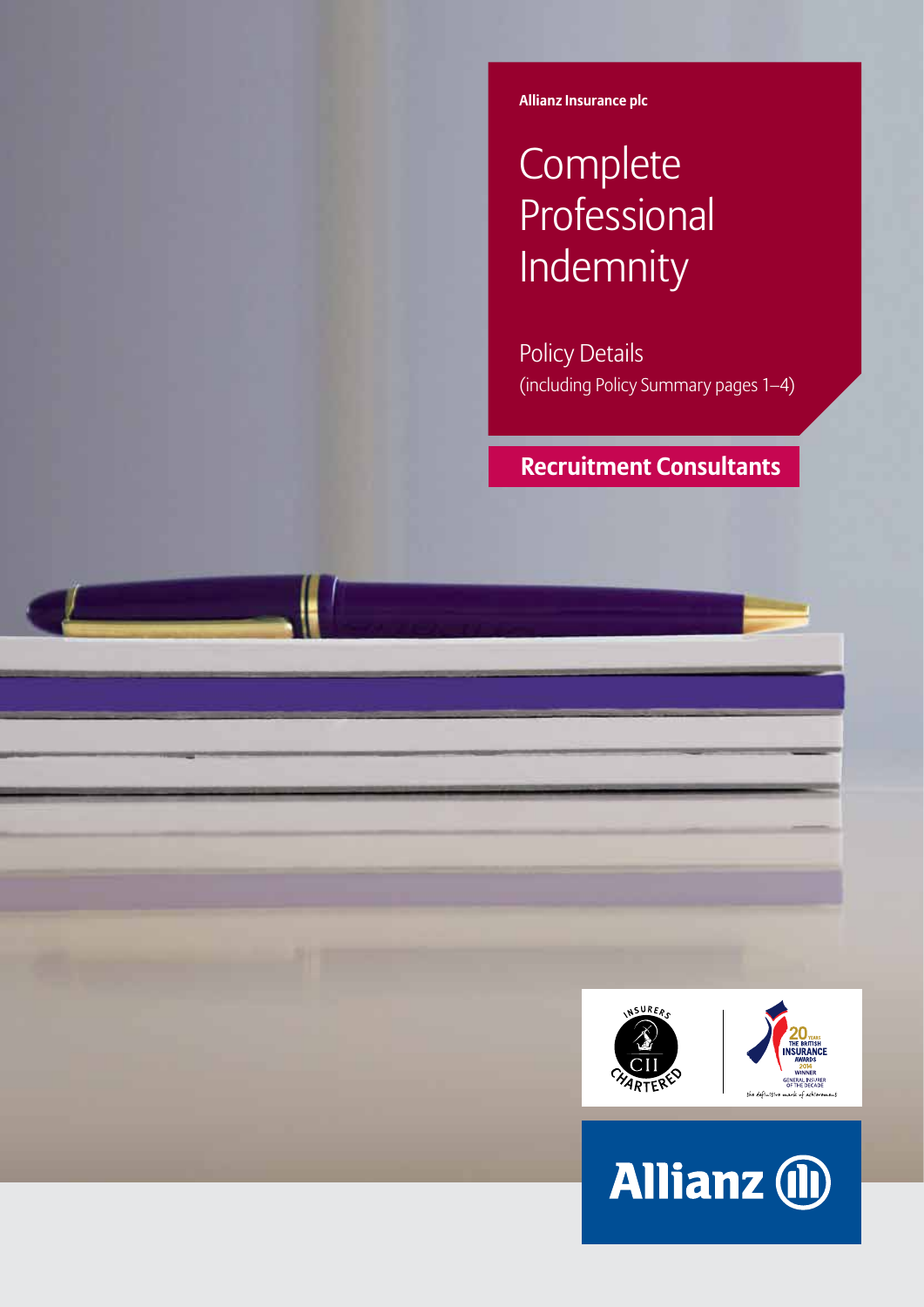Allianz Insurance plc

# Complete Professional Indemnity

Policy Details
(including Policy Summary pages 1–4)

## Recruitment Consultants

Allianz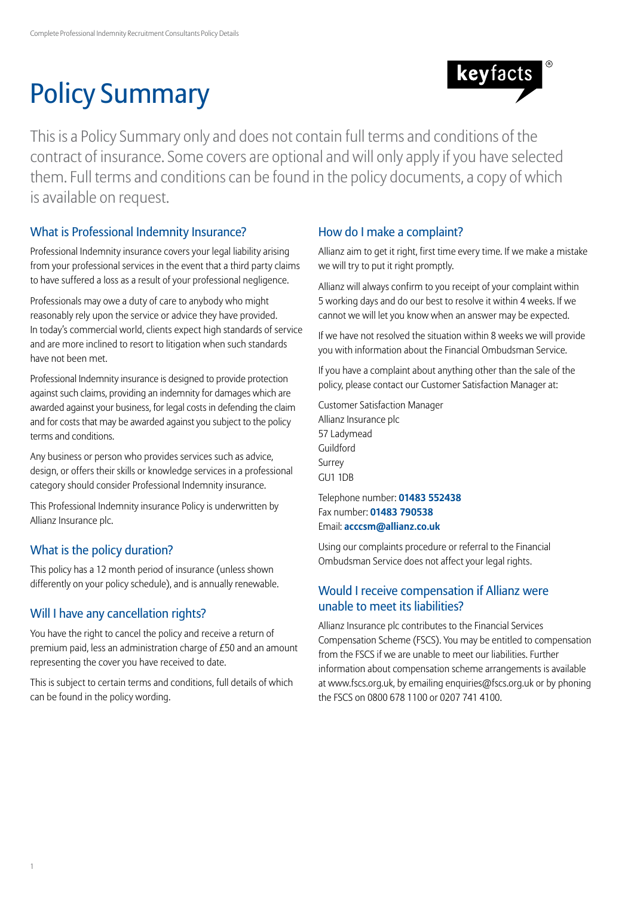# Policy Summary

keyfacts®

This is a Policy Summary only and does not contain full terms and conditions of the contract of insurance. Some covers are optional and will only apply if you have selected them. Full terms and conditions can be found in the policy documents, a copy of which is available on request.

## What is Professional Indemnity Insurance?

Professional Indemnity insurance covers your legal liability arising from your professional services in the event that a third party claims to have suffered a loss as a result of your professional negligence.

Professionals may owe a duty of care to anybody who might reasonably rely upon the service or advice they have provided. In today's commercial world, clients expect high standards of service and are more inclined to resort to litigation when such standards have not been met.

Professional Indemnity insurance is designed to provide protection against such claims, providing an indemnity for damages which are awarded against your business, for legal costs in defending the claim and for costs that may be awarded against you subject to the policy terms and conditions.

Any business or person who provides services such as advice, design, or offers their skills or knowledge services in a professional category should consider Professional Indemnity insurance.

This Professional Indemnity insurance Policy is underwritten by Allianz Insurance plc.

## What is the policy duration?

This policy has a 12 month period of insurance (unless shown differently on your policy schedule), and is annually renewable.

## Will I have any cancellation rights?

You have the right to cancel the policy and receive a return of premium paid, less an administration charge of £50 and an amount representing the cover you have received to date.

This is subject to certain terms and conditions, full details of which can be found in the policy wording.

## How do I make a complaint?

Allianz aim to get it right, first time every time. If we make a mistake we will try to put it right promptly.

Allianz will always confirm to you receipt of your complaint within 5 working days and do our best to resolve it within 4 weeks. If we cannot we will let you know when an answer may be expected.

If we have not resolved the situation within 8 weeks we will provide you with information about the Financial Ombudsman Service.

If you have a complaint about anything other than the sale of the policy, please contact our Customer Satisfaction Manager at:

Customer Satisfaction Manager
Allianz Insurance plc
57 Ladymead
Guildford
Surrey
GU1 1DB

Telephone number: **01483 552438**
Fax number: **01483 790538**
Email: **acccsm@allianz.co.uk**

Using our complaints procedure or referral to the Financial Ombudsman Service does not affect your legal rights.

## Would I receive compensation if Allianz were unable to meet its liabilities?

Allianz Insurance plc contributes to the Financial Services Compensation Scheme (FSCS). You may be entitled to compensation from the FSCS if we are unable to meet our liabilities. Further information about compensation scheme arrangements is available at www.fscs.org.uk, by emailing enquiries@fscs.org.uk or by phoning the FSCS on 0800 678 1100 or 0207 741 4100.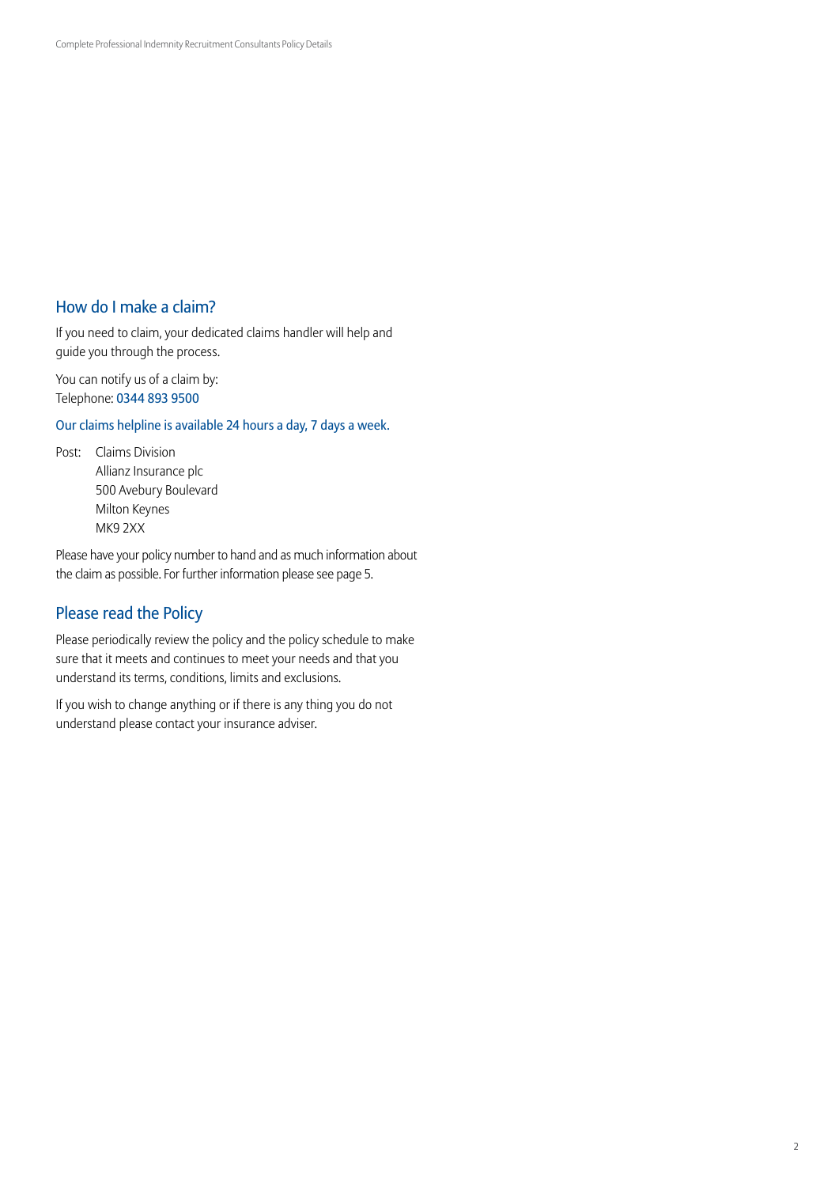## How do I make a claim?

If you need to claim, your dedicated claims handler will help and guide you through the process.

You can notify us of a claim by:
Telephone: 0344 893 9500

Our claims helpline is available 24 hours a day, 7 days a week.

Post: Claims Division
Allianz Insurance plc
500 Avebury Boulevard
Milton Keynes
MK9 2XX

Please have your policy number to hand and as much information about the claim as possible. For further information please see page 5.

## Please read the Policy

Please periodically review the policy and the policy schedule to make sure that it meets and continues to meet your needs and that you understand its terms, conditions, limits and exclusions.

If you wish to change anything or if there is any thing you do not understand please contact your insurance adviser.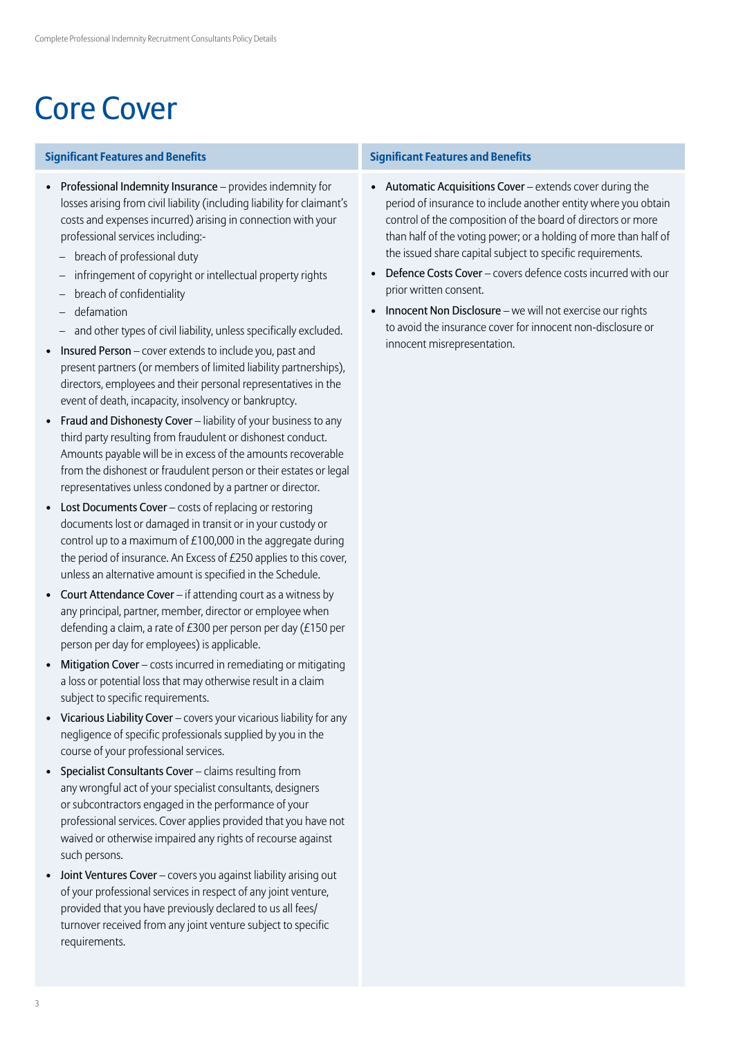# Core Cover

### Significant Features and Benefits

- Professional Indemnity Insurance – provides indemnity for losses arising from civil liability (including liability for claimant's costs and expenses incurred) arising in connection with your professional services including:-
  - breach of professional duty
  - infringement of copyright or intellectual property rights
  - breach of confidentiality
  - defamation
  - and other types of civil liability, unless specifically excluded.
- Insured Person – cover extends to include you, past and present partners (or members of limited liability partnerships), directors, employees and their personal representatives in the event of death, incapacity, insolvency or bankruptcy.
- Fraud and Dishonesty Cover – liability of your business to any third party resulting from fraudulent or dishonest conduct. Amounts payable will be in excess of the amounts recoverable from the dishonest or fraudulent person or their estates or legal representatives unless condoned by a partner or director.
- Lost Documents Cover – costs of replacing or restoring documents lost or damaged in transit or in your custody or control up to a maximum of £100,000 in the aggregate during the period of insurance. An Excess of £250 applies to this cover, unless an alternative amount is specified in the Schedule.
- Court Attendance Cover – if attending court as a witness by any principal, partner, member, director or employee when defending a claim, a rate of £300 per person per day (£150 per person per day for employees) is applicable.
- Mitigation Cover – costs incurred in remediating or mitigating a loss or potential loss that may otherwise result in a claim subject to specific requirements.
- Vicarious Liability Cover – covers your vicarious liability for any negligence of specific professionals supplied by you in the course of your professional services.
- Specialist Consultants Cover – claims resulting from any wrongful act of your specialist consultants, designers or subcontractors engaged in the performance of your professional services. Cover applies provided that you have not waived or otherwise impaired any rights of recourse against such persons.
- Joint Ventures Cover – covers you against liability arising out of your professional services in respect of any joint venture, provided that you have previously declared to us all fees/turnover received from any joint venture subject to specific requirements.

### Significant Features and Benefits

- Automatic Acquisitions Cover – extends cover during the period of insurance to include another entity where you obtain control of the composition of the board of directors or more than half of the voting power; or a holding of more than half of the issued share capital subject to specific requirements.
- Defence Costs Cover – covers defence costs incurred with our prior written consent.
- Innocent Non Disclosure – we will not exercise our rights to avoid the insurance cover for innocent non-disclosure or innocent misrepresentation.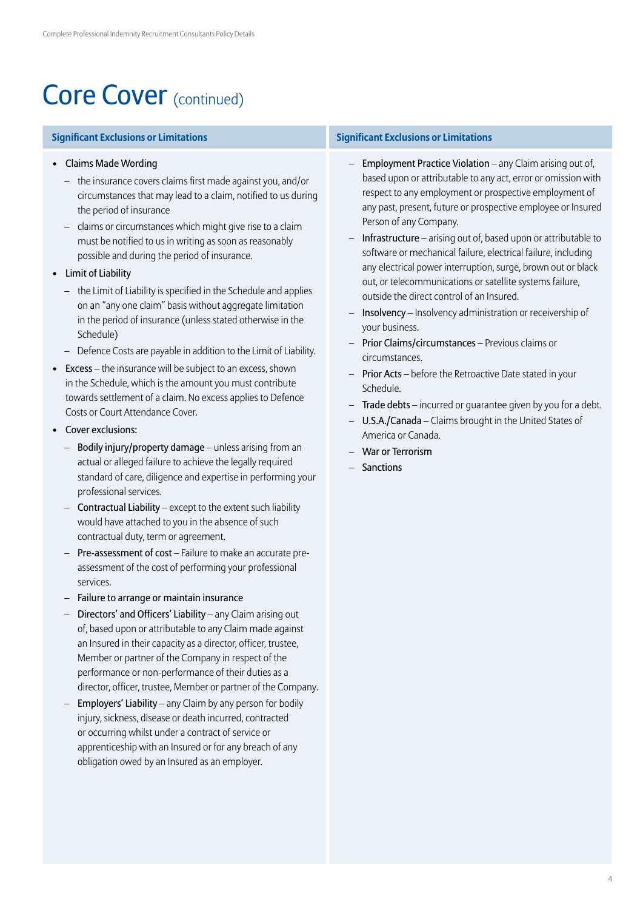# Core Cover (continued)

### Significant Exclusions or Limitations

- Claims Made Wording
  - the insurance covers claims first made against you, and/or circumstances that may lead to a claim, notified to us during the period of insurance
  - claims or circumstances which might give rise to a claim must be notified to us in writing as soon as reasonably possible and during the period of insurance.
- Limit of Liability
  - the Limit of Liability is specified in the Schedule and applies on an "any one claim" basis without aggregate limitation in the period of insurance (unless stated otherwise in the Schedule)
  - Defence Costs are payable in addition to the Limit of Liability.
- Excess – the insurance will be subject to an excess, shown in the Schedule, which is the amount you must contribute towards settlement of a claim. No excess applies to Defence Costs or Court Attendance Cover.
- Cover exclusions:
  - Bodily injury/property damage – unless arising from an actual or alleged failure to achieve the legally required standard of care, diligence and expertise in performing your professional services.
  - Contractual Liability – except to the extent such liability would have attached to you in the absence of such contractual duty, term or agreement.
  - Pre-assessment of cost – Failure to make an accurate pre-assessment of the cost of performing your professional services.
  - Failure to arrange or maintain insurance
  - Directors' and Officers' Liability – any Claim arising out of, based upon or attributable to any Claim made against an Insured in their capacity as a director, officer, trustee, Member or partner of the Company in respect of the performance or non-performance of their duties as a director, officer, trustee, Member or partner of the Company.
  - Employers' Liability – any Claim by any person for bodily injury, sickness, disease or death incurred, contracted or occurring whilst under a contract of service or apprenticeship with an Insured or for any breach of any obligation owed by an Insured as an employer.
  - Employment Practice Violation – any Claim arising out of, based upon or attributable to any act, error or omission with respect to any employment or prospective employment of any past, present, future or prospective employee or Insured Person of any Company.
  - Infrastructure – arising out of, based upon or attributable to software or mechanical failure, electrical failure, including any electrical power interruption, surge, brown out or black out, or telecommunications or satellite systems failure, outside the direct control of an Insured.
  - Insolvency – Insolvency administration or receivership of your business.
  - Prior Claims/circumstances – Previous claims or circumstances.
  - Prior Acts – before the Retroactive Date stated in your Schedule.
  - Trade debts – incurred or guarantee given by you for a debt.
  - U.S.A./Canada – Claims brought in the United States of America or Canada.
  - War or Terrorism
  - Sanctions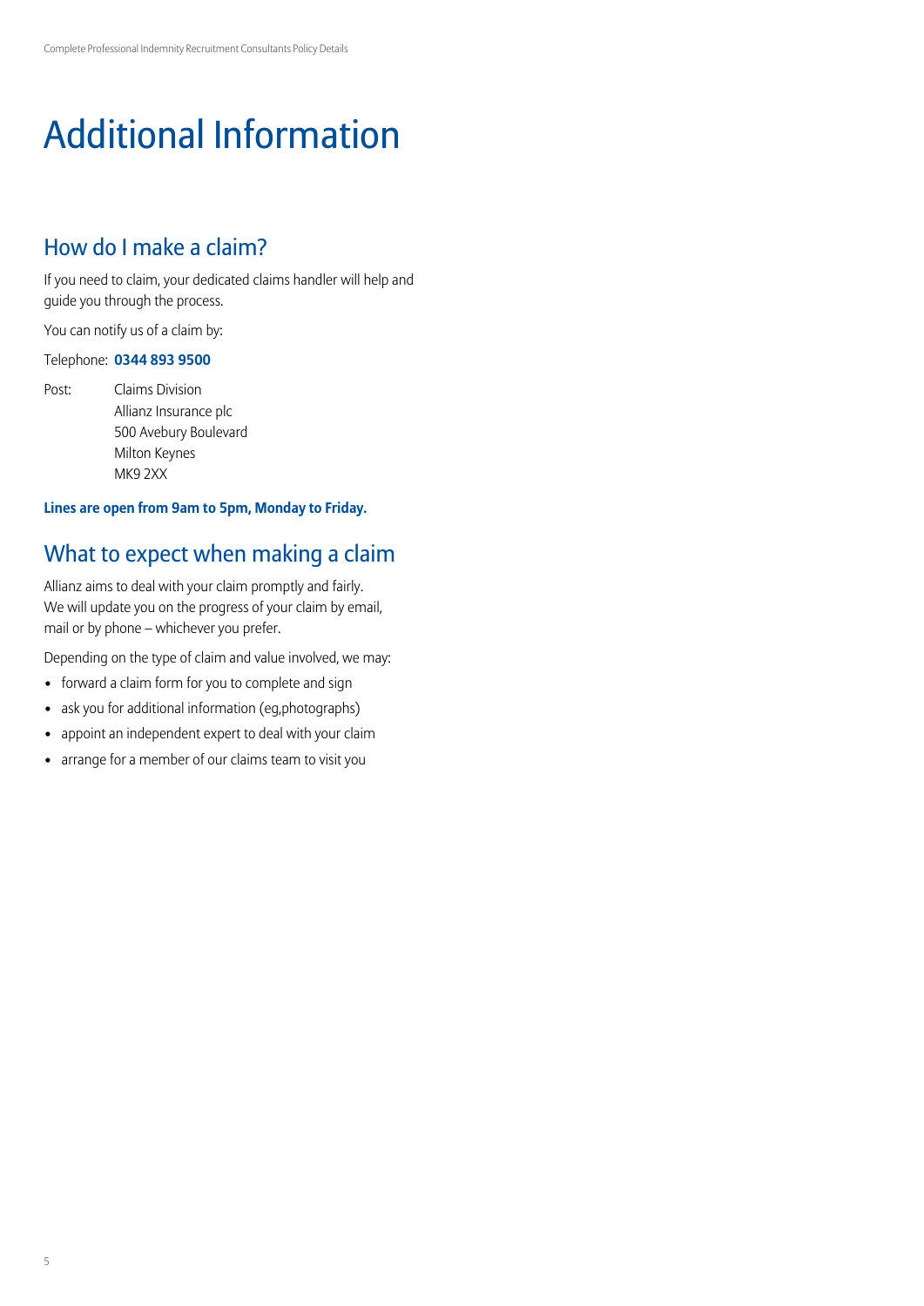# Additional Information

## How do I make a claim?

If you need to claim, your dedicated claims handler will help and guide you through the process.

You can notify us of a claim by:

Telephone: **0344 893 9500**

Post: Claims Division
Allianz Insurance plc
500 Avebury Boulevard
Milton Keynes
MK9 2XX

**Lines are open from 9am to 5pm, Monday to Friday.**

## What to expect when making a claim

Allianz aims to deal with your claim promptly and fairly. We will update you on the progress of your claim by email, mail or by phone – whichever you prefer.

Depending on the type of claim and value involved, we may:

- forward a claim form for you to complete and sign
- ask you for additional information (eg,photographs)
- appoint an independent expert to deal with your claim
- arrange for a member of our claims team to visit you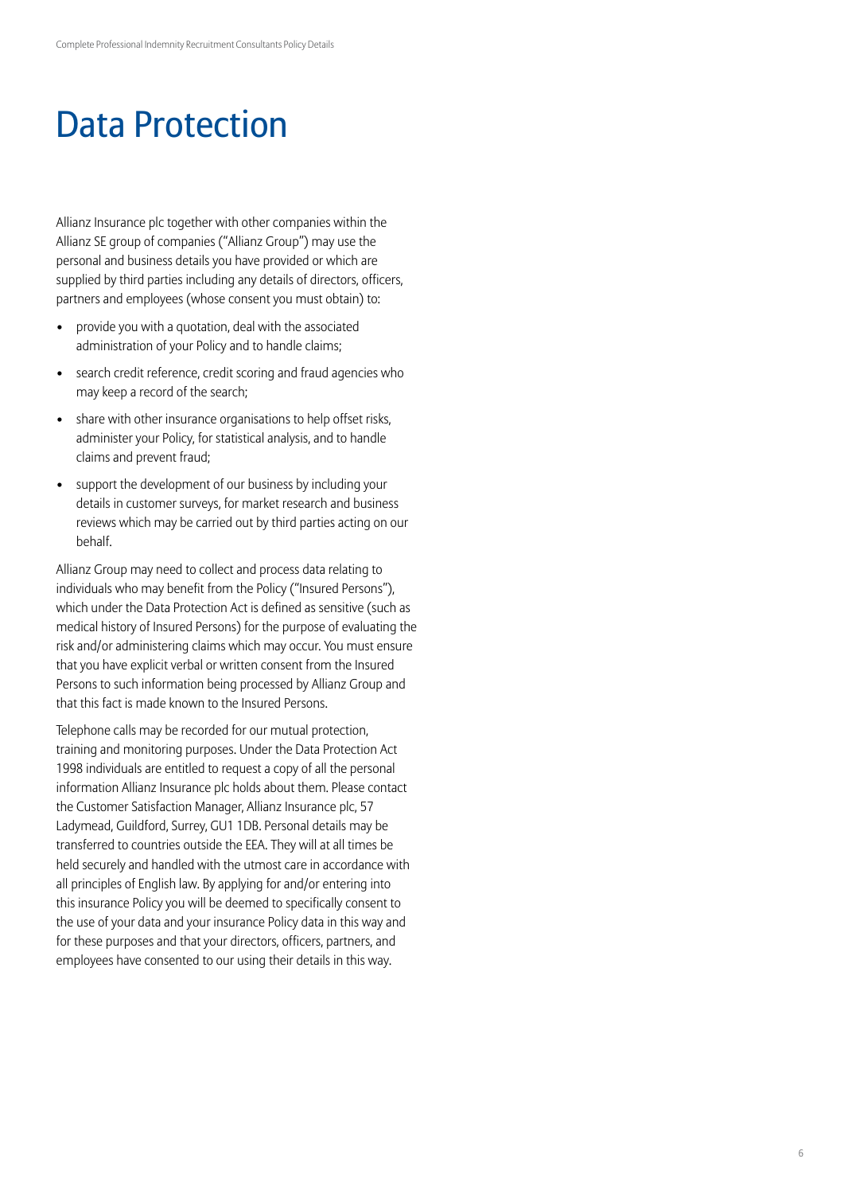# Data Protection

Allianz Insurance plc together with other companies within the Allianz SE group of companies ("Allianz Group") may use the personal and business details you have provided or which are supplied by third parties including any details of directors, officers, partners and employees (whose consent you must obtain) to:

- provide you with a quotation, deal with the associated administration of your Policy and to handle claims;
- search credit reference, credit scoring and fraud agencies who may keep a record of the search;
- share with other insurance organisations to help offset risks, administer your Policy, for statistical analysis, and to handle claims and prevent fraud;
- support the development of our business by including your details in customer surveys, for market research and business reviews which may be carried out by third parties acting on our behalf.

Allianz Group may need to collect and process data relating to individuals who may benefit from the Policy ("Insured Persons"), which under the Data Protection Act is defined as sensitive (such as medical history of Insured Persons) for the purpose of evaluating the risk and/or administering claims which may occur. You must ensure that you have explicit verbal or written consent from the Insured Persons to such information being processed by Allianz Group and that this fact is made known to the Insured Persons.

Telephone calls may be recorded for our mutual protection, training and monitoring purposes. Under the Data Protection Act 1998 individuals are entitled to request a copy of all the personal information Allianz Insurance plc holds about them. Please contact the Customer Satisfaction Manager, Allianz Insurance plc, 57 Ladymead, Guildford, Surrey, GU1 1DB. Personal details may be transferred to countries outside the EEA. They will at all times be held securely and handled with the utmost care in accordance with all principles of English law. By applying for and/or entering into this insurance Policy you will be deemed to specifically consent to the use of your data and your insurance Policy data in this way and for these purposes and that your directors, officers, partners, and employees have consented to our using their details in this way.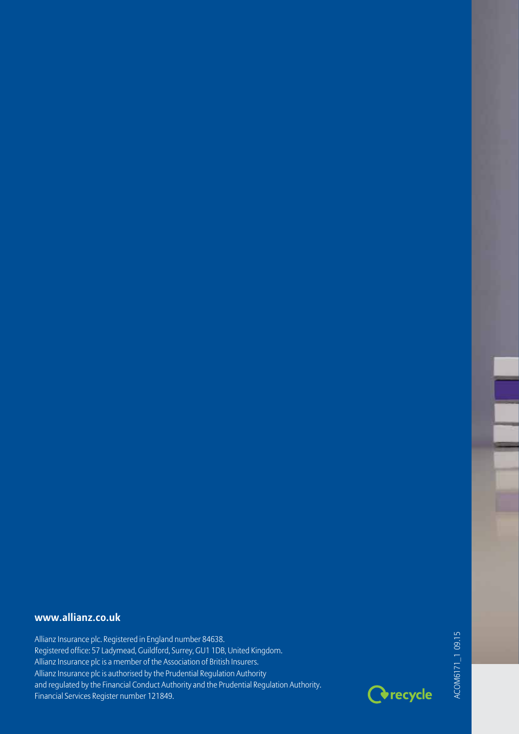**www.allianz.co.uk**

Allianz Insurance plc. Registered in England number 84638.
Registered office: 57 Ladymead, Guildford, Surrey, GU1 1DB, United Kingdom.
Allianz Insurance plc is a member of the Association of British Insurers.
Allianz Insurance plc is authorised by the Prudential Regulation Authority
and regulated by the Financial Conduct Authority and the Prudential Regulation Authority.
Financial Services Register number 121849.

recycle

ACOM6171_1 09.15